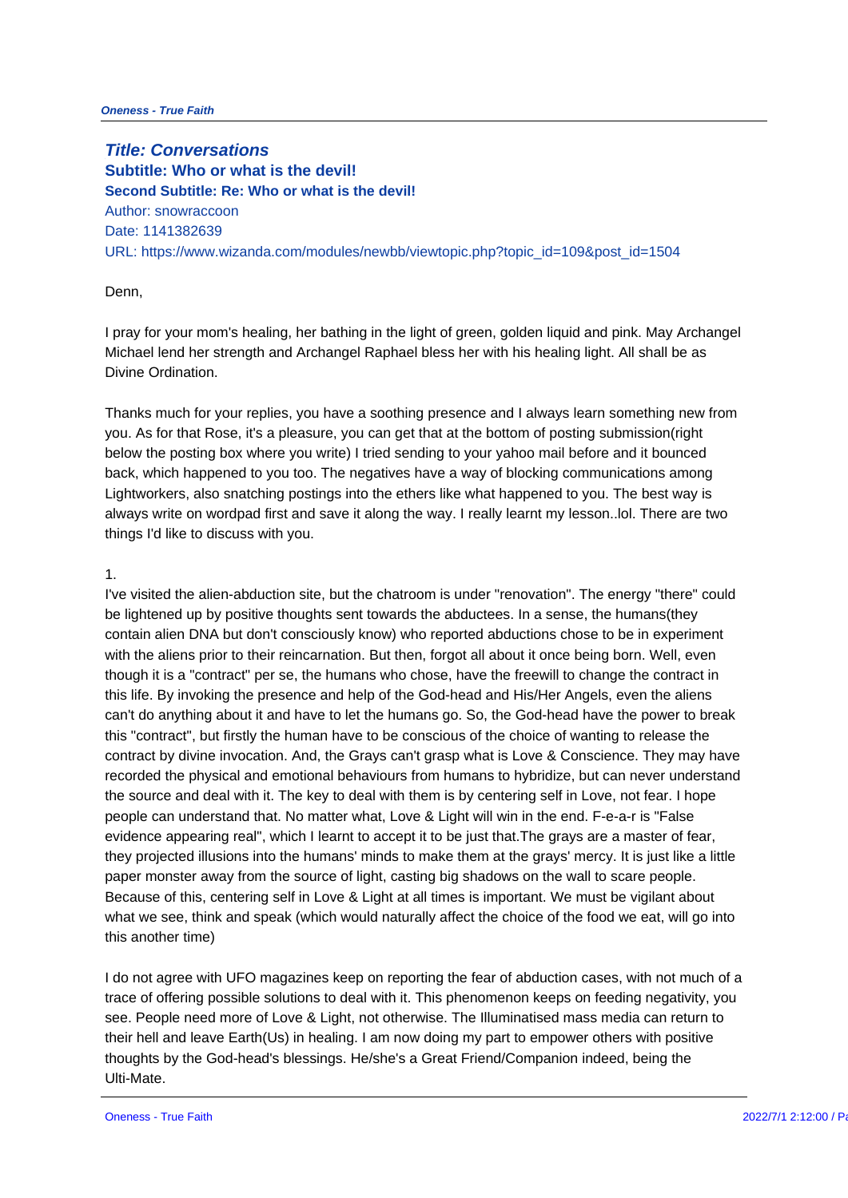# Title: Conversations

## Subtitle: Who or what is the devil!

### Second Subtitle: Re: Who or what is the devil!

Author: snowraccoon
Date: 1141382639
URL: https://www.wizanda.com/modules/newbb/viewtopic.php?topic_id=109&post_id=1504

Denn,

I pray for your mom's healing, her bathing in the light of green, golden liquid and pink. May Archangel Michael lend her strength and Archangel Raphael bless her with his healing light. All shall be as Divine Ordination.

Thanks much for your replies, you have a soothing presence and I always learn something new from you. As for that Rose, it's a pleasure, you can get that at the bottom of posting submission(right below the posting box where you write) I tried sending to your yahoo mail before and it bounced back, which happened to you too. The negatives have a way of blocking communications among Lightworkers, also snatching postings into the ethers like what happened to you. The best way is always write on wordpad first and save it along the way. I really learnt my lesson..lol. There are two things I'd like to discuss with you.

1.
I've visited the alien-abduction site, but the chatroom is under "renovation". The energy "there" could be lightened up by positive thoughts sent towards the abductees. In a sense, the humans(they contain alien DNA but don't consciously know) who reported abductions chose to be in experiment with the aliens prior to their reincarnation. But then, forgot all about it once being born. Well, even though it is a "contract" per se, the humans who chose, have the freewill to change the contract in this life. By invoking the presence and help of the God-head and His/Her Angels, even the aliens can't do anything about it and have to let the humans go. So, the God-head have the power to break this "contract", but firstly the human have to be conscious of the choice of wanting to release the contract by divine invocation. And, the Grays can't grasp what is Love & Conscience. They may have recorded the physical and emotional behaviours from humans to hybridize, but can never understand the source and deal with it. The key to deal with them is by centering self in Love, not fear. I hope people can understand that. No matter what, Love & Light will win in the end. F-e-a-r is "False evidence appearing real", which I learnt to accept it to be just that.The grays are a master of fear, they projected illusions into the humans' minds to make them at the grays' mercy. It is just like a little paper monster away from the source of light, casting big shadows on the wall to scare people. Because of this, centering self in Love & Light at all times is important. We must be vigilant about what we see, think and speak (which would naturally affect the choice of the food we eat, will go into this another time)

I do not agree with UFO magazines keep on reporting the fear of abduction cases, with not much of a trace of offering possible solutions to deal with it. This phenomenon keeps on feeding negativity, you see. People need more of Love & Light, not otherwise. The Illuminatised mass media can return to their hell and leave Earth(Us) in healing. I am now doing my part to empower others with positive thoughts by the God-head's blessings. He/she's a Great Friend/Companion indeed, being the Ulti-Mate.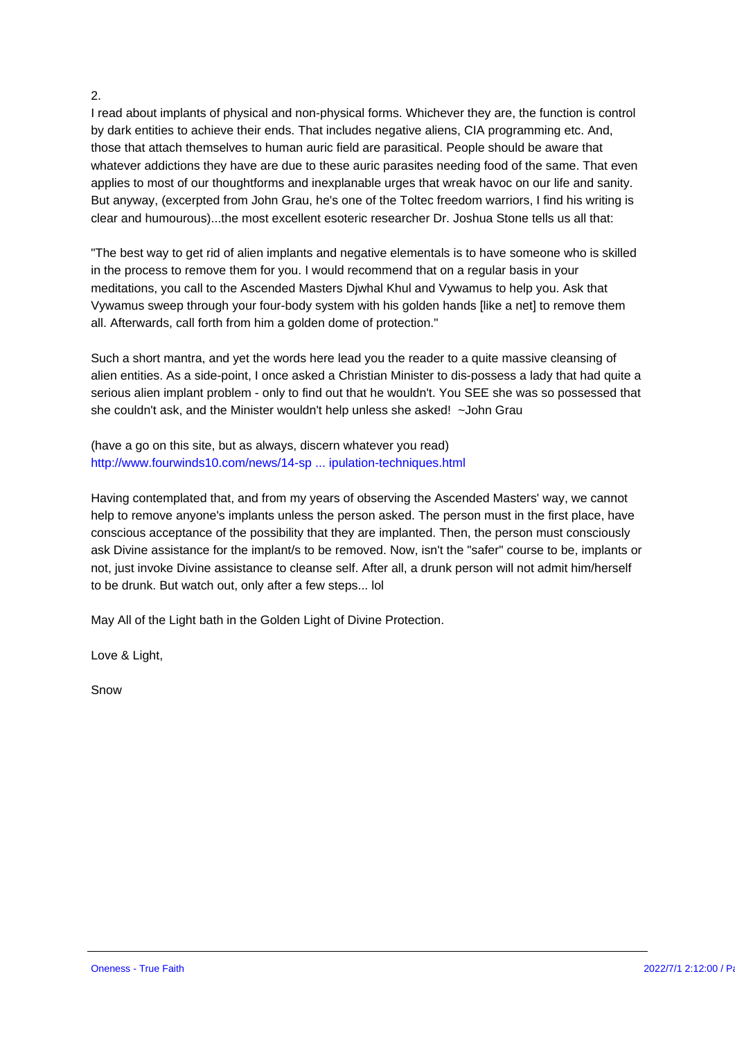2.

I read about implants of physical and non-physical forms. Whichever they are, the function is control by dark entities to achieve their ends. That includes negative aliens, CIA programming etc. And, those that attach themselves to human auric field are parasitical. People should be aware that whatever addictions they have are due to these auric parasites needing food of the same. That even applies to most of our thoughtforms and inexplanable urges that wreak havoc on our life and sanity. But anyway, (excerpted from John Grau, he's one of the Toltec freedom warriors, I find his writing is clear and humourous)...the most excellent esoteric researcher Dr. Joshua Stone tells us all that:

"The best way to get rid of alien implants and negative elementals is to have someone who is skilled in the process to remove them for you. I would recommend that on a regular basis in your meditations, you call to the Ascended Masters Djwhal Khul and Vywamus to help you. Ask that Vywamus sweep through your four-body system with his golden hands [like a net] to remove them all. Afterwards, call forth from him a golden dome of protection."

Such a short mantra, and yet the words here lead you the reader to a quite massive cleansing of alien entities. As a side-point, I once asked a Christian Minister to dis-possess a lady that had quite a serious alien implant problem - only to find out that he wouldn't. You SEE she was so possessed that she couldn't ask, and the Minister wouldn't help unless she asked! ~John Grau

(have a go on this site, but as always, discern whatever you read)
http://www.fourwinds10.com/news/14-sp ... ipulation-techniques.html

Having contemplated that, and from my years of observing the Ascended Masters' way, we cannot help to remove anyone's implants unless the person asked. The person must in the first place, have conscious acceptance of the possibility that they are implanted. Then, the person must consciously ask Divine assistance for the implant/s to be removed. Now, isn't the "safer" course to be, implants or not, just invoke Divine assistance to cleanse self. After all, a drunk person will not admit him/herself to be drunk. But watch out, only after a few steps... lol

May All of the Light bath in the Golden Light of Divine Protection.

Love & Light,

Snow